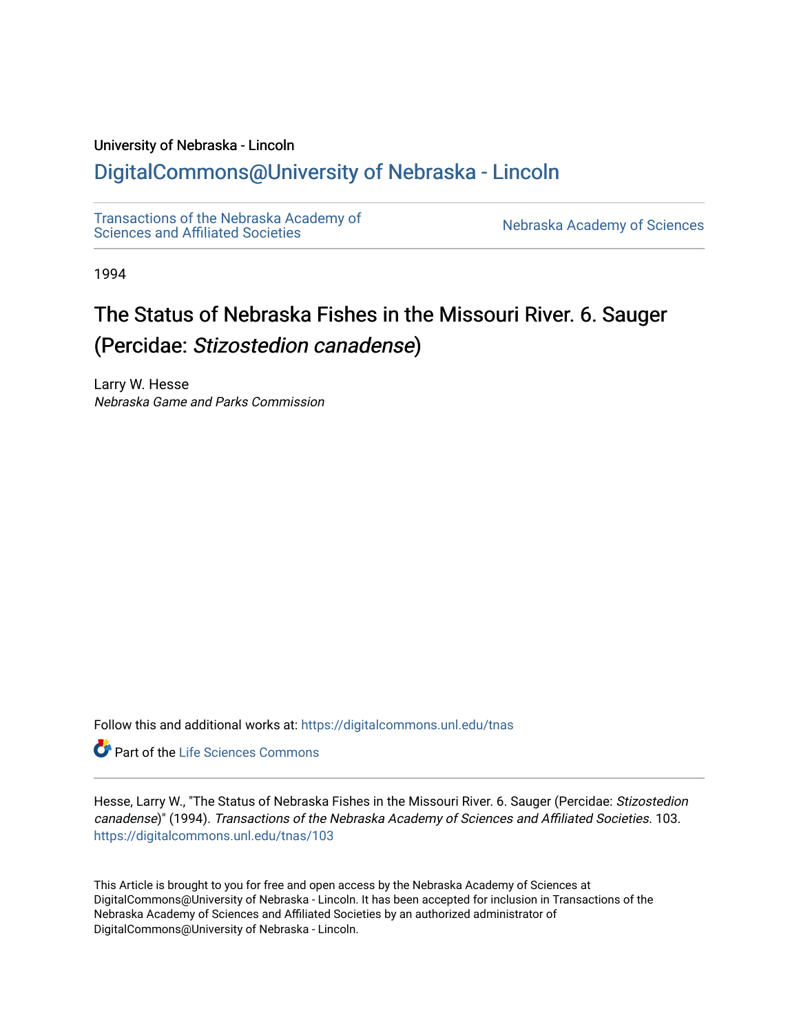University of Nebraska - Lincoln

## DigitalCommons@University of Nebraska - Lincoln

Transactions of the Nebraska Academy of Sciences and Affiliated Societies

Nebraska Academy of Sciences

1994

# The Status of Nebraska Fishes in the Missouri River. 6. Sauger (Percidae: *Stizostedion canadense*)

Larry W. Hesse
*Nebraska Game and Parks Commission*

Follow this and additional works at: https://digitalcommons.unl.edu/tnas

Part of the Life Sciences Commons

Hesse, Larry W., "The Status of Nebraska Fishes in the Missouri River. 6. Sauger (Percidae: *Stizostedion canadense*)" (1994). *Transactions of the Nebraska Academy of Sciences and Affiliated Societies*. 103.
https://digitalcommons.unl.edu/tnas/103

This Article is brought to you for free and open access by the Nebraska Academy of Sciences at DigitalCommons@University of Nebraska - Lincoln. It has been accepted for inclusion in Transactions of the Nebraska Academy of Sciences and Affiliated Societies by an authorized administrator of DigitalCommons@University of Nebraska - Lincoln.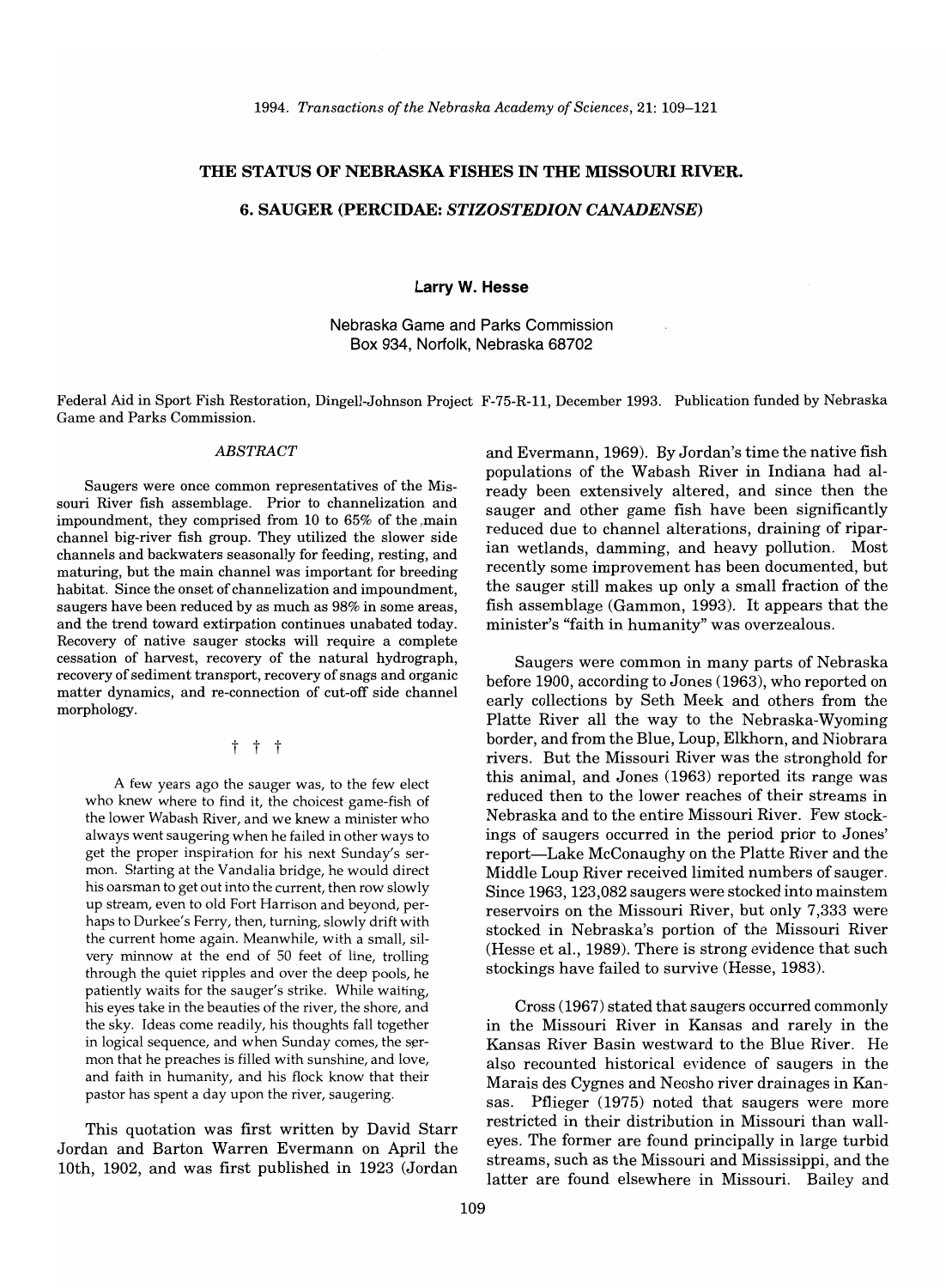# THE STATUS OF NEBRASKA FISHES IN THE MISSOURI RIVER.

## 6. SAUGER (PERCIDAE: *STIZOSTEDION CANADENSE*)

**Larry W. Hesse**

Nebraska Game and Parks Commission
Box 934, Norfolk, Nebraska 68702

Federal Aid in Sport Fish Restoration, Dingell-Johnson Project F-75-R-11, December 1993. Publication funded by Nebraska Game and Parks Commission.

### *ABSTRACT*

Saugers were once common representatives of the Missouri River fish assemblage. Prior to channelization and impoundment, they comprised from 10 to 65% of the main channel big-river fish group. They utilized the slower side channels and backwaters seasonally for feeding, resting, and maturing, but the main channel was important for breeding habitat. Since the onset of channelization and impoundment, saugers have been reduced by as much as 98% in some areas, and the trend toward extirpation continues unabated today. Recovery of native sauger stocks will require a complete cessation of harvest, recovery of the natural hydrograph, recovery of sediment transport, recovery of snags and organic matter dynamics, and re-connection of cut-off side channel morphology.

† † †

> A few years ago the sauger was, to the few elect who knew where to find it, the choicest game-fish of the lower Wabash River, and we knew a minister who always went saugering when he failed in other ways to get the proper inspiration for his next Sunday's sermon. Starting at the Vandalia bridge, he would direct his oarsman to get out into the current, then row slowly up stream, even to old Fort Harrison and beyond, perhaps to Durkee's Ferry, then, turning, slowly drift with the current home again. Meanwhile, with a small, silvery minnow at the end of 50 feet of line, trolling through the quiet ripples and over the deep pools, he patiently waits for the sauger's strike. While waiting, his eyes take in the beauties of the river, the shore, and the sky. Ideas come readily, his thoughts fall together in logical sequence, and when Sunday comes, the sermon that he preaches is filled with sunshine, and love, and faith in humanity, and his flock know that their pastor has spent a day upon the river, saugering.

This quotation was first written by David Starr Jordan and Barton Warren Evermann on April the 10th, 1902, and was first published in 1923 (Jordan and Evermann, 1969). By Jordan's time the native fish populations of the Wabash River in Indiana had already been extensively altered, and since then the sauger and other game fish have been significantly reduced due to channel alterations, draining of riparian wetlands, damming, and heavy pollution. Most recently some improvement has been documented, but the sauger still makes up only a small fraction of the fish assemblage (Gammon, 1993). It appears that the minister's "faith in humanity" was overzealous.

Saugers were common in many parts of Nebraska before 1900, according to Jones (1963), who reported on early collections by Seth Meek and others from the Platte River all the way to the Nebraska-Wyoming border, and from the Blue, Loup, Elkhorn, and Niobrara rivers. But the Missouri River was the stronghold for this animal, and Jones (1963) reported its range was reduced then to the lower reaches of their streams in Nebraska and to the entire Missouri River. Few stockings of saugers occurred in the period prior to Jones' report—Lake McConaughy on the Platte River and the Middle Loup River received limited numbers of sauger. Since 1963, 123,082 saugers were stocked into mainstem reservoirs on the Missouri River, but only 7,333 were stocked in Nebraska's portion of the Missouri River (Hesse et al., 1989). There is strong evidence that such stockings have failed to survive (Hesse, 1983).

Cross (1967) stated that saugers occurred commonly in the Missouri River in Kansas and rarely in the Kansas River Basin westward to the Blue River. He also recounted historical evidence of saugers in the Marais des Cygnes and Neosho river drainages in Kansas. Pflieger (1975) noted that saugers were more restricted in their distribution in Missouri than walleyes. The former are found principally in large turbid streams, such as the Missouri and Mississippi, and the latter are found elsewhere in Missouri. Bailey and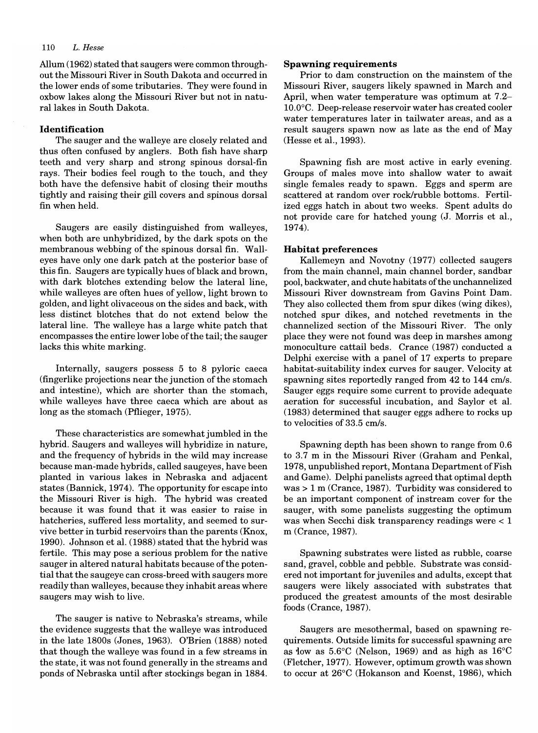Allum (1962) stated that saugers were common throughout the Missouri River in South Dakota and occurred in the lower ends of some tributaries. They were found in oxbow lakes along the Missouri River but not in natural lakes in South Dakota.

### Identification

The sauger and the walleye are closely related and thus often confused by anglers. Both fish have sharp teeth and very sharp and strong spinous dorsal-fin rays. Their bodies feel rough to the touch, and they both have the defensive habit of closing their mouths tightly and raising their gill covers and spinous dorsal fin when held.

Saugers are easily distinguished from walleyes, when both are unhybridized, by the dark spots on the membranous webbing of the spinous dorsal fin. Walleyes have only one dark patch at the posterior base of this fin. Saugers are typically hues of black and brown, with dark blotches extending below the lateral line, while walleyes are often hues of yellow, light brown to golden, and light olivaceous on the sides and back, with less distinct blotches that do not extend below the lateral line. The walleye has a large white patch that encompasses the entire lower lobe of the tail; the sauger lacks this white marking.

Internally, saugers possess 5 to 8 pyloric caeca (fingerlike projections near the junction of the stomach and intestine), which are shorter than the stomach, while walleyes have three caeca which are about as long as the stomach (Pflieger, 1975).

These characteristics are somewhat jumbled in the hybrid. Saugers and walleyes will hybridize in nature, and the frequency of hybrids in the wild may increase because man-made hybrids, called saugeyes, have been planted in various lakes in Nebraska and adjacent states (Bannick, 1974). The opportunity for escape into the Missouri River is high. The hybrid was created because it was found that it was easier to raise in hatcheries, suffered less mortality, and seemed to survive better in turbid reservoirs than the parents (Knox, 1990). Johnson et al. (1988) stated that the hybrid was fertile. This may pose a serious problem for the native sauger in altered natural habitats because of the potential that the saugeye can cross-breed with saugers more readily than walleyes, because they inhabit areas where saugers may wish to live.

The sauger is native to Nebraska's streams, while the evidence suggests that the walleye was introduced in the late 1800s (Jones, 1963). O'Brien (1888) noted that though the walleye was found in a few streams in the state, it was not found generally in the streams and ponds of Nebraska until after stockings began in 1884.

### Spawning requirements

Prior to dam construction on the mainstem of the Missouri River, saugers likely spawned in March and April, when water temperature was optimum at 7.2–10.0°C. Deep-release reservoir water has created cooler water temperatures later in tailwater areas, and as a result saugers spawn now as late as the end of May (Hesse et al., 1993).

Spawning fish are most active in early evening. Groups of males move into shallow water to await single females ready to spawn. Eggs and sperm are scattered at random over rock/rubble bottoms. Fertilized eggs hatch in about two weeks. Spent adults do not provide care for hatched young (J. Morris et al., 1974).

### Habitat preferences

Kallemeyn and Novotny (1977) collected saugers from the main channel, main channel border, sandbar pool, backwater, and chute habitats of the unchannelized Missouri River downstream from Gavins Point Dam. They also collected them from spur dikes (wing dikes), notched spur dikes, and notched revetments in the channelized section of the Missouri River. The only place they were not found was deep in marshes among monoculture cattail beds. Crance (1987) conducted a Delphi exercise with a panel of 17 experts to prepare habitat-suitability index curves for sauger. Velocity at spawning sites reportedly ranged from 42 to 144 cm/s. Sauger eggs require some current to provide adequate aeration for successful incubation, and Saylor et al. (1983) determined that sauger eggs adhere to rocks up to velocities of 33.5 cm/s.

Spawning depth has been shown to range from 0.6 to 3.7 m in the Missouri River (Graham and Penkal, 1978, unpublished report, Montana Department of Fish and Game). Delphi panelists agreed that optimal depth was > 1 m (Crance, 1987). Turbidity was considered to be an important component of instream cover for the sauger, with some panelists suggesting the optimum was when Secchi disk transparency readings were < 1 m (Crance, 1987).

Spawning substrates were listed as rubble, coarse sand, gravel, cobble and pebble. Substrate was considered not important for juveniles and adults, except that saugers were likely associated with substrates that produced the greatest amounts of the most desirable foods (Crance, 1987).

Saugers are mesothermal, based on spawning requirements. Outside limits for successful spawning are as low as 5.6°C (Nelson, 1969) and as high as 16°C (Fletcher, 1977). However, optimum growth was shown to occur at 26°C (Hokanson and Koenst, 1986), which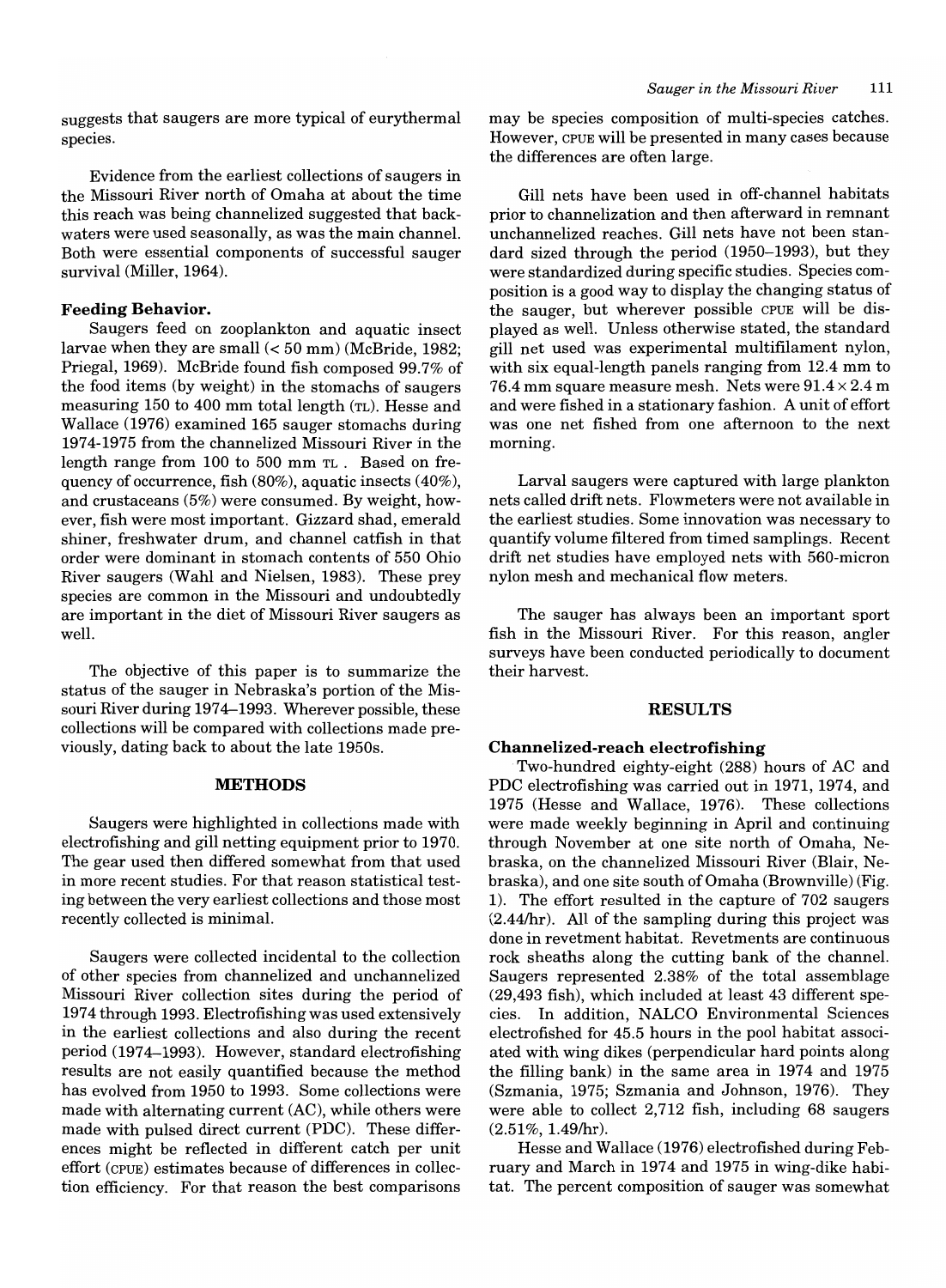suggests that saugers are more typical of eurythermal species.

Evidence from the earliest collections of saugers in the Missouri River north of Omaha at about the time this reach was being channelized suggested that backwaters were used seasonally, as was the main channel. Both were essential components of successful sauger survival (Miller, 1964).

### Feeding Behavior.

Saugers feed on zooplankton and aquatic insect larvae when they are small (< 50 mm) (McBride, 1982; Priegal, 1969). McBride found fish composed 99.7% of the food items (by weight) in the stomachs of saugers measuring 150 to 400 mm total length (TL). Hesse and Wallace (1976) examined 165 sauger stomachs during 1974-1975 from the channelized Missouri River in the length range from 100 to 500 mm TL. Based on frequency of occurrence, fish (80%), aquatic insects (40%), and crustaceans (5%) were consumed. By weight, however, fish were most important. Gizzard shad, emerald shiner, freshwater drum, and channel catfish in that order were dominant in stomach contents of 550 Ohio River saugers (Wahl and Nielsen, 1983). These prey species are common in the Missouri and undoubtedly are important in the diet of Missouri River saugers as well.

The objective of this paper is to summarize the status of the sauger in Nebraska's portion of the Missouri River during 1974–1993. Wherever possible, these collections will be compared with collections made previously, dating back to about the late 1950s.

## METHODS

Saugers were highlighted in collections made with electrofishing and gill netting equipment prior to 1970. The gear used then differed somewhat from that used in more recent studies. For that reason statistical testing between the very earliest collections and those most recently collected is minimal.

Saugers were collected incidental to the collection of other species from channelized and unchannelized Missouri River collection sites during the period of 1974 through 1993. Electrofishing was used extensively in the earliest collections and also during the recent period (1974–1993). However, standard electrofishing results are not easily quantified because the method has evolved from 1950 to 1993. Some collections were made with alternating current (AC), while others were made with pulsed direct current (PDC). These differences might be reflected in different catch per unit effort (CPUE) estimates because of differences in collection efficiency. For that reason the best comparisons may be species composition of multi-species catches. However, CPUE will be presented in many cases because the differences are often large.

Gill nets have been used in off-channel habitats prior to channelization and then afterward in remnant unchannelized reaches. Gill nets have not been standard sized through the period (1950–1993), but they were standardized during specific studies. Species composition is a good way to display the changing status of the sauger, but wherever possible CPUE will be displayed as well. Unless otherwise stated, the standard gill net used was experimental multifilament nylon, with six equal-length panels ranging from 12.4 mm to 76.4 mm square measure mesh. Nets were $91.4 \times 2.4$ m and were fished in a stationary fashion. A unit of effort was one net fished from one afternoon to the next morning.

Larval saugers were captured with large plankton nets called drift nets. Flowmeters were not available in the earliest studies. Some innovation was necessary to quantify volume filtered from timed samplings. Recent drift net studies have employed nets with 560-micron nylon mesh and mechanical flow meters.

The sauger has always been an important sport fish in the Missouri River. For this reason, angler surveys have been conducted periodically to document their harvest.

## RESULTS

### Channelized-reach electrofishing

Two-hundred eighty-eight (288) hours of AC and PDC electrofishing was carried out in 1971, 1974, and 1975 (Hesse and Wallace, 1976). These collections were made weekly beginning in April and continuing through November at one site north of Omaha, Nebraska, on the channelized Missouri River (Blair, Nebraska), and one site south of Omaha (Brownville) (Fig. 1). The effort resulted in the capture of 702 saugers (2.44/hr). All of the sampling during this project was done in revetment habitat. Revetments are continuous rock sheaths along the cutting bank of the channel. Saugers represented 2.38% of the total assemblage (29,493 fish), which included at least 43 different species. In addition, NALCO Environmental Sciences electrofished for 45.5 hours in the pool habitat associated with wing dikes (perpendicular hard points along the filling bank) in the same area in 1974 and 1975 (Szmania, 1975; Szmania and Johnson, 1976). They were able to collect 2,712 fish, including 68 saugers (2.51%, 1.49/hr).

Hesse and Wallace (1976) electrofished during February and March in 1974 and 1975 in wing-dike habitat. The percent composition of sauger was somewhat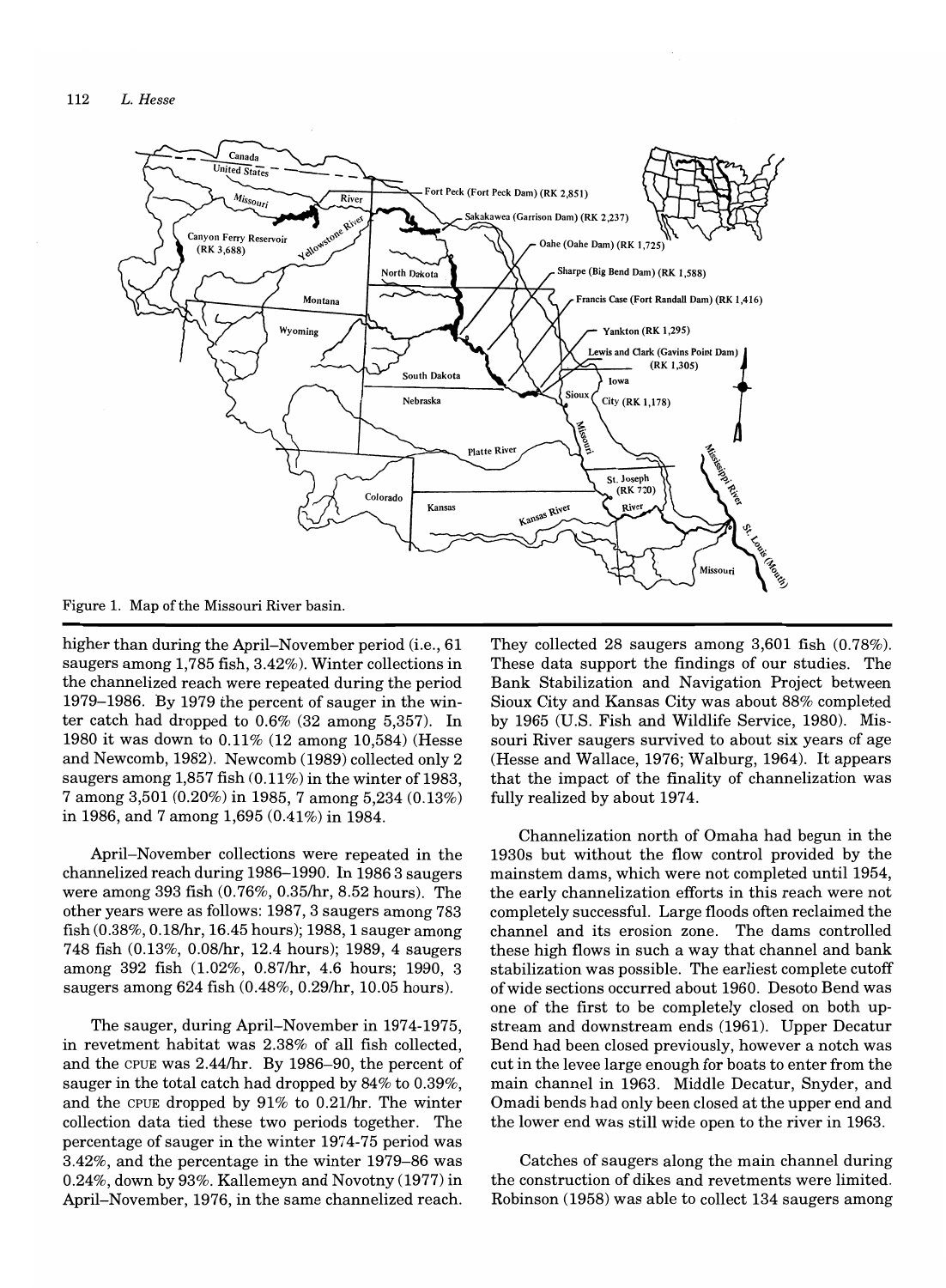Figure 1. Map of the Missouri River basin.

higher than during the April–November period (i.e., 61 saugers among 1,785 fish, 3.42%). Winter collections in the channelized reach were repeated during the period 1979–1986. By 1979 the percent of sauger in the winter catch had dropped to 0.6% (32 among 5,357). In 1980 it was down to 0.11% (12 among 10,584) (Hesse and Newcomb, 1982). Newcomb (1989) collected only 2 saugers among 1,857 fish (0.11%) in the winter of 1983, 7 among 3,501 (0.20%) in 1985, 7 among 5,234 (0.13%) in 1986, and 7 among 1,695 (0.41%) in 1984.

April–November collections were repeated in the channelized reach during 1986–1990. In 1986 3 saugers were among 393 fish (0.76%, 0.35/hr, 8.52 hours). The other years were as follows: 1987, 3 saugers among 783 fish (0.38%, 0.18/hr, 16.45 hours); 1988, 1 sauger among 748 fish (0.13%, 0.08/hr, 12.4 hours); 1989, 4 saugers among 392 fish (1.02%, 0.87/hr, 4.6 hours; 1990, 3 saugers among 624 fish (0.48%, 0.29/hr, 10.05 hours).

The sauger, during April–November in 1974-1975, in revetment habitat was 2.38% of all fish collected, and the CPUE was 2.44/hr. By 1986–90, the percent of sauger in the total catch had dropped by 84% to 0.39%, and the CPUE dropped by 91% to 0.21/hr. The winter collection data tied these two periods together. The percentage of sauger in the winter 1974-75 period was 3.42%, and the percentage in the winter 1979–86 was 0.24%, down by 93%. Kallemeyn and Novotny (1977) in April–November, 1976, in the same channelized reach. They collected 28 saugers among 3,601 fish (0.78%). These data support the findings of our studies. The Bank Stabilization and Navigation Project between Sioux City and Kansas City was about 88% completed by 1965 (U.S. Fish and Wildlife Service, 1980). Missouri River saugers survived to about six years of age (Hesse and Wallace, 1976; Walburg, 1964). It appears that the impact of the finality of channelization was fully realized by about 1974.

Channelization north of Omaha had begun in the 1930s but without the flow control provided by the mainstem dams, which were not completed until 1954, the early channelization efforts in this reach were not completely successful. Large floods often reclaimed the channel and its erosion zone. The dams controlled these high flows in such a way that channel and bank stabilization was possible. The earliest complete cutoff of wide sections occurred about 1960. Desoto Bend was one of the first to be completely closed on both upstream and downstream ends (1961). Upper Decatur Bend had been closed previously, however a notch was cut in the levee large enough for boats to enter from the main channel in 1963. Middle Decatur, Snyder, and Omadi bends had only been closed at the upper end and the lower end was still wide open to the river in 1963.

Catches of saugers along the main channel during the construction of dikes and revetments were limited. Robinson (1958) was able to collect 134 saugers among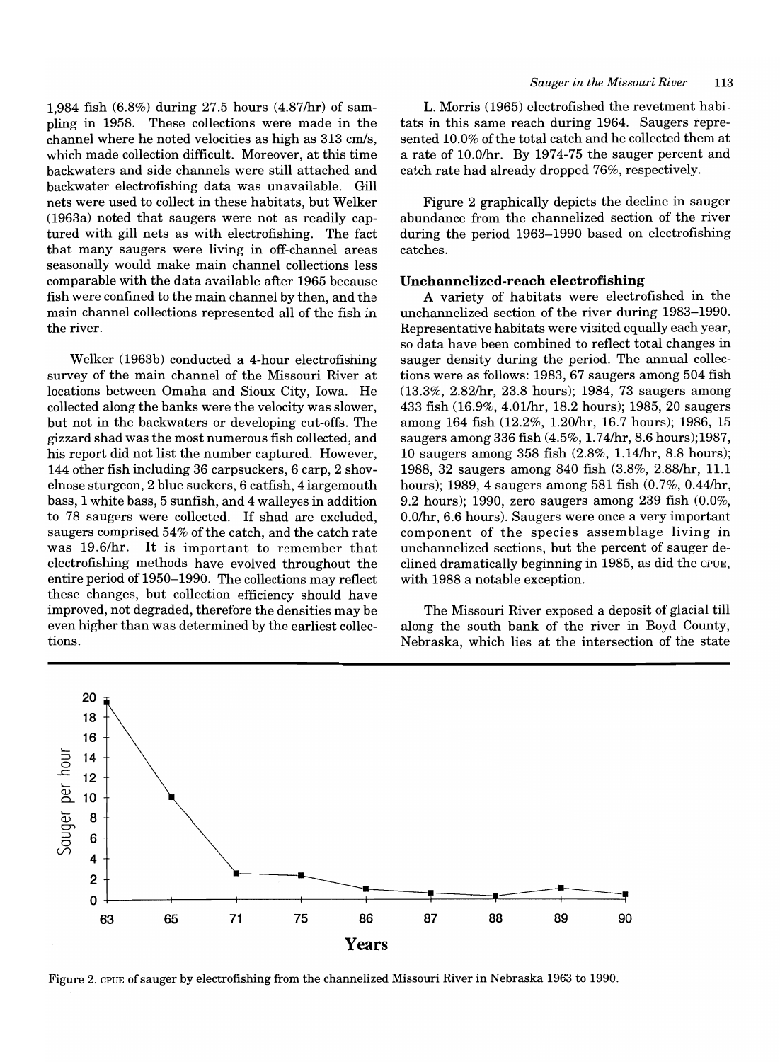1,984 fish (6.8%) during 27.5 hours (4.87/hr) of sampling in 1958. These collections were made in the channel where he noted velocities as high as 313 cm/s, which made collection difficult. Moreover, at this time backwaters and side channels were still attached and backwater electrofishing data was unavailable. Gill nets were used to collect in these habitats, but Welker (1963a) noted that saugers were not as readily captured with gill nets as with electrofishing. The fact that many saugers were living in off-channel areas seasonally would make main channel collections less comparable with the data available after 1965 because fish were confined to the main channel by then, and the main channel collections represented all of the fish in the river.

Welker (1963b) conducted a 4-hour electrofishing survey of the main channel of the Missouri River at locations between Omaha and Sioux City, Iowa. He collected along the banks were the velocity was slower, but not in the backwaters or developing cut-offs. The gizzard shad was the most numerous fish collected, and his report did not list the number captured. However, 144 other fish including 36 carpsuckers, 6 carp, 2 shovelnose sturgeon, 2 blue suckers, 6 catfish, 4 largemouth bass, 1 white bass, 5 sunfish, and 4 walleyes in addition to 78 saugers were collected. If shad are excluded, saugers comprised 54% of the catch, and the catch rate was 19.6/hr. It is important to remember that electrofishing methods have evolved throughout the entire period of 1950–1990. The collections may reflect these changes, but collection efficiency should have improved, not degraded, therefore the densities may be even higher than was determined by the earliest collections.

L. Morris (1965) electrofished the revetment habitats in this same reach during 1964. Saugers represented 10.0% of the total catch and he collected them at a rate of 10.0/hr. By 1974-75 the sauger percent and catch rate had already dropped 76%, respectively.

Figure 2 graphically depicts the decline in sauger abundance from the channelized section of the river during the period 1963–1990 based on electrofishing catches.

### Unchannelized-reach electrofishing

A variety of habitats were electrofished in the unchannelized section of the river during 1983–1990. Representative habitats were visited equally each year, so data have been combined to reflect total changes in sauger density during the period. The annual collections were as follows: 1983, 67 saugers among 504 fish (13.3%, 2.82/hr, 23.8 hours); 1984, 73 saugers among 433 fish (16.9%, 4.01/hr, 18.2 hours); 1985, 20 saugers among 164 fish (12.2%, 1.20/hr, 16.7 hours); 1986, 15 saugers among 336 fish (4.5%, 1.74/hr, 8.6 hours);1987, 10 saugers among 358 fish (2.8%, 1.14/hr, 8.8 hours); 1988, 32 saugers among 840 fish (3.8%, 2.88/hr, 11.1 hours); 1989, 4 saugers among 581 fish (0.7%, 0.44/hr, 9.2 hours); 1990, zero saugers among 239 fish (0.0%, 0.0/hr, 6.6 hours). Saugers were once a very important component of the species assemblage living in unchannelized sections, but the percent of sauger declined dramatically beginning in 1985, as did the CPUE, with 1988 a notable exception.

The Missouri River exposed a deposit of glacial till along the south bank of the river in Boyd County, Nebraska, which lies at the intersection of the state

Figure 2. CPUE of sauger by electrofishing from the channelized Missouri River in Nebraska 1963 to 1990.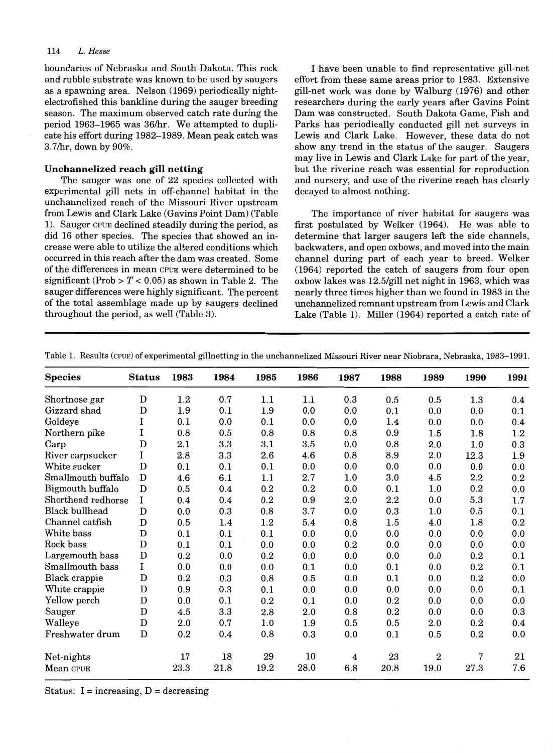boundaries of Nebraska and South Dakota. This rock and rubble substrate was known to be used by saugers as a spawning area. Nelson (1969) periodically night-electrofished this bankline during the sauger breeding season. The maximum observed catch rate during the period 1963–1965 was 36/hr. We attempted to duplicate his effort during 1982–1989. Mean peak catch was 3.7/hr, down by 90%.

### Unchannelized reach gill netting

The sauger was one of 22 species collected with experimental gill nets in off-channel habitat in the unchannelized reach of the Missouri River upstream from Lewis and Clark Lake (Gavins Point Dam) (Table 1). Sauger CPUE declined steadily during the period, as did 16 other species. The species that showed an increase were able to utilize the altered conditions which occurred in this reach after the dam was created. Some of the differences in mean CPUE were determined to be significant (Prob > $T < 0.05$) as shown in Table 2. The sauger differences were highly significant. The percent of the total assemblage made up by saugers declined throughout the period, as well (Table 3).

I have been unable to find representative gill-net effort from these same areas prior to 1983. Extensive gill-net work was done by Walburg (1976) and other researchers during the early years after Gavins Point Dam was constructed. South Dakota Game, Fish and Parks has periodically conducted gill net surveys in Lewis and Clark Lake. However, these data do not show any trend in the status of the sauger. Saugers may live in Lewis and Clark Lake for part of the year, but the riverine reach was essential for reproduction and nursery, and use of the riverine reach has clearly decayed to almost nothing.

The importance of river habitat for saugers was first postulated by Welker (1964). He was able to determine that larger saugers left the side channels, backwaters, and open oxbows, and moved into the main channel during part of each year to breed. Welker (1964) reported the catch of saugers from four open oxbow lakes was 12.5/gill net night in 1963, which was nearly three times higher than we found in 1983 in the unchannelized remnant upstream from Lewis and Clark Lake (Table 1). Miller (1964) reported a catch rate of

Table 1. Results (CPUE) of experimental gillnetting in the unchannelized Missouri River near Niobrara, Nebraska, 1983–1991.

| Species | Status | 1983 | 1984 | 1985 | 1986 | 1987 | 1988 | 1989 | 1990 | 1991 |
|---|---|---|---|---|---|---|---|---|---|---|
| Shortnose gar | D | 1.2 | 0.7 | 1.1 | 1.1 | 0.3 | 0.5 | 0.5 | 1.3 | 0.4 |
| Gizzard shad | D | 1.9 | 0.1 | 1.9 | 0.0 | 0.0 | 0.1 | 0.0 | 0.0 | 0.1 |
| Goldeye | I | 0.1 | 0.0 | 0.1 | 0.0 | 0.0 | 1.4 | 0.0 | 0.0 | 0.4 |
| Northern pike | I | 0.8 | 0.5 | 0.8 | 0.8 | 0.8 | 0.9 | 1.5 | 1.8 | 1.2 |
| Carp | D | 2.1 | 3.3 | 3.1 | 3.5 | 0.0 | 0.8 | 2.0 | 1.0 | 0.3 |
| River carpsucker | I | 2.8 | 3.3 | 2.6 | 4.6 | 0.8 | 8.9 | 2.0 | 12.3 | 1.9 |
| White sucker | D | 0.1 | 0.1 | 0.1 | 0.0 | 0.0 | 0.0 | 0.0 | 0.0 | 0.0 |
| Smallmouth buffalo | D | 4.6 | 6.1 | 1.1 | 2.7 | 1.0 | 3.0 | 4.5 | 2.2 | 0.2 |
| Bigmouth buffalo | D | 0.5 | 0.4 | 0.2 | 0.2 | 0.0 | 0.1 | 1.0 | 0.2 | 0.0 |
| Shorthead redhorse | I | 0.4 | 0.4 | 0.2 | 0.9 | 2.0 | 2.2 | 0.0 | 5.3 | 1.7 |
| Black bullhead | D | 0.0 | 0.3 | 0.8 | 3.7 | 0.0 | 0.3 | 1.0 | 0.5 | 0.1 |
| Channel catfish | D | 0.5 | 1.4 | 1.2 | 5.4 | 0.8 | 1.5 | 4.0 | 1.8 | 0.2 |
| White bass | D | 0.1 | 0.1 | 0.1 | 0.0 | 0.0 | 0.0 | 0.0 | 0.0 | 0.0 |
| Rock bass | D | 0.1 | 0.1 | 0.0 | 0.0 | 0.2 | 0.0 | 0.0 | 0.0 | 0.0 |
| Largemouth bass | D | 0.2 | 0.0 | 0.2 | 0.0 | 0.0 | 0.0 | 0.0 | 0.2 | 0.1 |
| Smallmouth bass | I | 0.0 | 0.0 | 0.0 | 0.1 | 0.0 | 0.1 | 0.0 | 0.2 | 0.1 |
| Black crappie | D | 0.2 | 0.3 | 0.8 | 0.5 | 0.0 | 0.1 | 0.0 | 0.2 | 0.0 |
| White crappie | D | 0.9 | 0.3 | 0.1 | 0.0 | 0.0 | 0.0 | 0.0 | 0.0 | 0.1 |
| Yellow perch | D | 0.0 | 0.1 | 0.2 | 0.1 | 0.0 | 0.2 | 0.0 | 0.0 | 0.0 |
| Sauger | D | 4.5 | 3.3 | 2.8 | 2.0 | 0.8 | 0.2 | 0.0 | 0.0 | 0.3 |
| Walleye | D | 2.0 | 0.7 | 1.0 | 1.9 | 0.5 | 0.5 | 2.0 | 0.2 | 0.4 |
| Freshwater drum | D | 0.2 | 0.4 | 0.8 | 0.3 | 0.0 | 0.1 | 0.5 | 0.2 | 0.0 |
| Net-nights | | 17 | 18 | 29 | 10 | 4 | 23 | 2 | 7 | 21 |
| Mean CPUE | | 23.3 | 21.8 | 19.2 | 28.0 | 6.8 | 20.8 | 19.0 | 27.3 | 7.6 |

Status: I = increasing, D = decreasing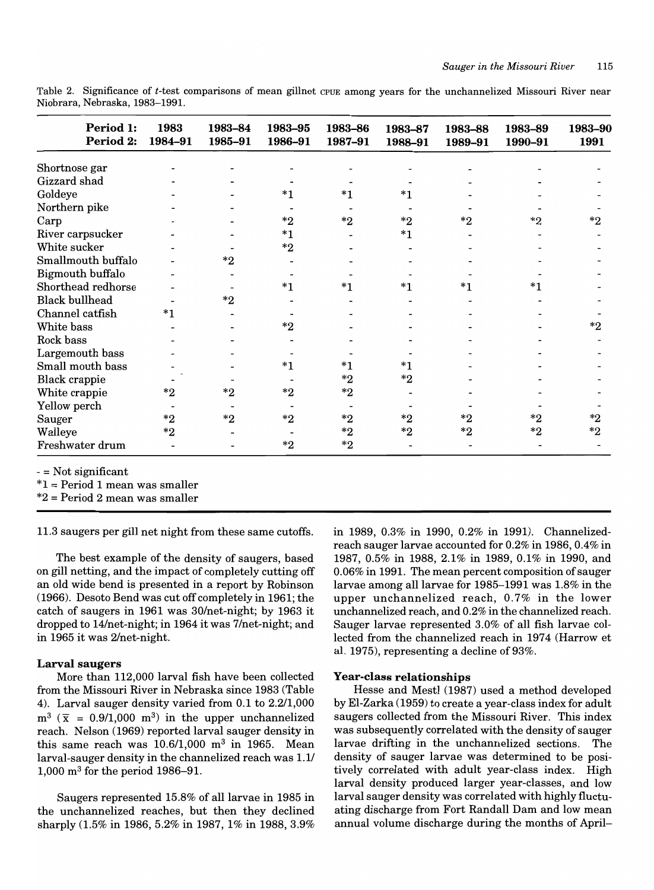Table 2. Significance of *t*-test comparisons of mean gillnet CPUE among years for the unchannelized Missouri River near Niobrara, Nebraska, 1983–1991.

| Period 1: Period 2: | 1983 1984–91 | 1983–84 1985–91 | 1983–95 1986–91 | 1983–86 1987–91 | 1983–87 1988–91 | 1983–88 1989–91 | 1983–89 1990–91 | 1983–90 1991 |
|---|---|---|---|---|---|---|---|---|
| Shortnose gar | - | - | - | - | - | - | - | - |
| Gizzard shad | - | - | - | - | - | - | - | - |
| Goldeye | - | - | *1 | *1 | *1 | - | - | - |
| Northern pike | - | - | - | - | - | - | - | - |
| Carp | - | - | *2 | *2 | *2 | *2 | *2 | *2 |
| River carpsucker | - | - | *1 | - | *1 | - | - | - |
| White sucker | - | - | *2 | - | - | - | - | - |
| Smallmouth buffalo | - | *2 | - | - | - | - | - | - |
| Bigmouth buffalo | - | - | - | - | - | - | - | - |
| Shorthead redhorse | - | - | *1 | *1 | *1 | *1 | *1 | - |
| Black bullhead | - | *2 | - | - | - | - | - | - |
| Channel catfish | *1 | - | - | - | - | - | - | - |
| White bass | - | - | *2 | - | - | - | - | *2 |
| Rock bass | - | - | - | - | - | - | - | - |
| Largemouth bass | - | - | - | - | - | - | - | - |
| Small mouth bass | - | - | *1 | *1 | *1 | - | - | - |
| Black crappie | - | - | - | *2 | *2 | - | - | - |
| White crappie | *2 | *2 | *2 | *2 | - | - | - | - |
| Yellow perch | - | - | - | - | - | - | - | - |
| Sauger | *2 | *2 | *2 | *2 | *2 | *2 | *2 | *2 |
| Walleye | *2 | - | - | *2 | *2 | *2 | *2 | *2 |
| Freshwater drum | - | - | *2 | *2 | - | - | - | - |

- = Not significant
*1 = Period 1 mean was smaller
*2 = Period 2 mean was smaller

11.3 saugers per gill net night from these same cutoffs.

The best example of the density of saugers, based on gill netting, and the impact of completely cutting off an old wide bend is presented in a report by Robinson (1966). Desoto Bend was cut off completely in 1961; the catch of saugers in 1961 was 30/net-night; by 1963 it dropped to 14/net-night; in 1964 it was 7/net-night; and in 1965 it was 2/net-night.

### Larval saugers

More than 112,000 larval fish have been collected from the Missouri River in Nebraska since 1983 (Table 4). Larval sauger density varied from 0.1 to 2.2/1,000 $m^3$ ($\bar{x}$ = 0.9/1,000 $m^3$) in the upper unchannelized reach. Nelson (1969) reported larval sauger density in this same reach was 10.6/1,000 $m^3$ in 1965. Mean larval-sauger density in the channelized reach was 1.1/1,000 $m^3$ for the period 1986–91.

Saugers represented 15.8% of all larvae in 1985 in the unchannelized reaches, but then they declined sharply (1.5% in 1986, 5.2% in 1987, 1% in 1988, 3.9% in 1989, 0.3% in 1990, 0.2% in 1991). Channelized-reach sauger larvae accounted for 0.2% in 1986, 0.4% in 1987, 0.5% in 1988, 2.1% in 1989, 0.1% in 1990, and 0.06% in 1991. The mean percent composition of sauger larvae among all larvae for 1985–1991 was 1.8% in the upper unchannelized reach, 0.7% in the lower unchannelized reach, and 0.2% in the channelized reach. Sauger larvae represented 3.0% of all fish larvae collected from the channelized reach in 1974 (Harrow et al. 1975), representing a decline of 93%.

### Year-class relationships

Hesse and Mestl (1987) used a method developed by El-Zarka (1959) to create a year-class index for adult saugers collected from the Missouri River. This index was subsequently correlated with the density of sauger larvae drifting in the unchannelized sections. The density of sauger larvae was determined to be positively correlated with adult year-class index. High larval density produced larger year-classes, and low larval sauger density was correlated with highly fluctuating discharge from Fort Randall Dam and low mean annual volume discharge during the months of April–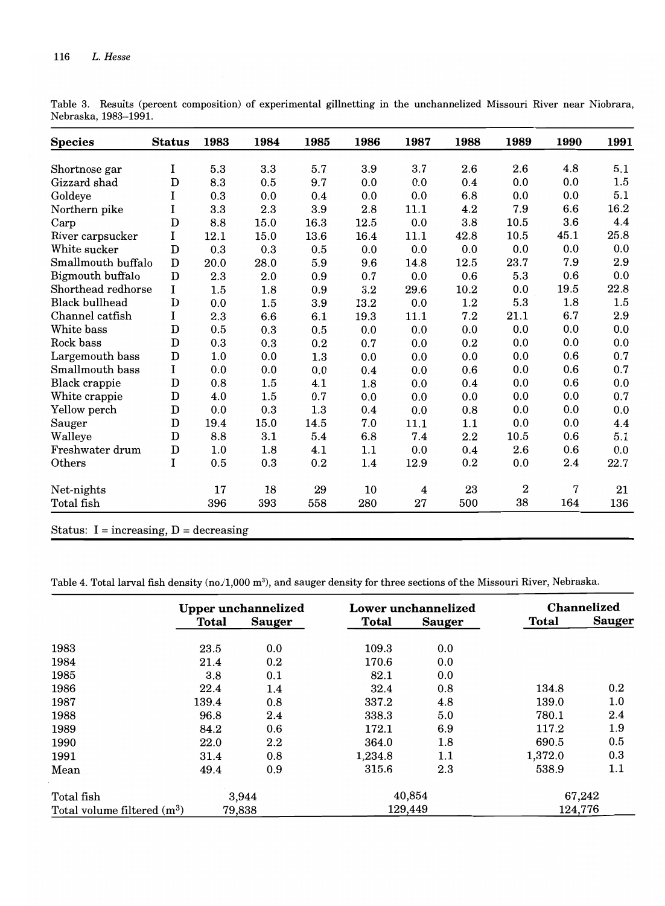Table 3. Results (percent composition) of experimental gillnetting in the unchannelized Missouri River near Niobrara, Nebraska, 1983–1991.

| Species | Status | 1983 | 1984 | 1985 | 1986 | 1987 | 1988 | 1989 | 1990 | 1991 |
|---|---|---|---|---|---|---|---|---|---|---|
| Shortnose gar | I | 5.3 | 3.3 | 5.7 | 3.9 | 3.7 | 2.6 | 2.6 | 4.8 | 5.1 |
| Gizzard shad | D | 8.3 | 0.5 | 9.7 | 0.0 | 0.0 | 0.4 | 0.0 | 0.0 | 1.5 |
| Goldeye | I | 0.3 | 0.0 | 0.4 | 0.0 | 0.0 | 6.8 | 0.0 | 0.0 | 5.1 |
| Northern pike | I | 3.3 | 2.3 | 3.9 | 2.8 | 11.1 | 4.2 | 7.9 | 6.6 | 16.2 |
| Carp | D | 8.8 | 15.0 | 16.3 | 12.5 | 0.0 | 3.8 | 10.5 | 3.6 | 4.4 |
| River carpsucker | I | 12.1 | 15.0 | 13.6 | 16.4 | 11.1 | 42.8 | 10.5 | 45.1 | 25.8 |
| White sucker | D | 0.3 | 0.3 | 0.5 | 0.0 | 0.0 | 0.0 | 0.0 | 0.0 | 0.0 |
| Smallmouth buffalo | D | 20.0 | 28.0 | 5.9 | 9.6 | 14.8 | 12.5 | 23.7 | 7.9 | 2.9 |
| Bigmouth buffalo | D | 2.3 | 2.0 | 0.9 | 0.7 | 0.0 | 0.6 | 5.3 | 0.6 | 0.0 |
| Shorthead redhorse | I | 1.5 | 1.8 | 0.9 | 3.2 | 29.6 | 10.2 | 0.0 | 19.5 | 22.8 |
| Black bullhead | D | 0.0 | 1.5 | 3.9 | 13.2 | 0.0 | 1.2 | 5.3 | 1.8 | 1.5 |
| Channel catfish | I | 2.3 | 6.6 | 6.1 | 19.3 | 11.1 | 7.2 | 21.1 | 6.7 | 2.9 |
| White bass | D | 0.5 | 0.3 | 0.5 | 0.0 | 0.0 | 0.0 | 0.0 | 0.0 | 0.0 |
| Rock bass | D | 0.3 | 0.3 | 0.2 | 0.7 | 0.0 | 0.2 | 0.0 | 0.0 | 0.0 |
| Largemouth bass | D | 1.0 | 0.0 | 1.3 | 0.0 | 0.0 | 0.0 | 0.0 | 0.6 | 0.7 |
| Smallmouth bass | I | 0.0 | 0.0 | 0.0 | 0.4 | 0.0 | 0.6 | 0.0 | 0.6 | 0.7 |
| Black crappie | D | 0.8 | 1.5 | 4.1 | 1.8 | 0.0 | 0.4 | 0.0 | 0.6 | 0.0 |
| White crappie | D | 4.0 | 1.5 | 0.7 | 0.0 | 0.0 | 0.0 | 0.0 | 0.0 | 0.7 |
| Yellow perch | D | 0.0 | 0.3 | 1.3 | 0.4 | 0.0 | 0.8 | 0.0 | 0.0 | 0.0 |
| Sauger | D | 19.4 | 15.0 | 14.5 | 7.0 | 11.1 | 1.1 | 0.0 | 0.0 | 4.4 |
| Walleye | D | 8.8 | 3.1 | 5.4 | 6.8 | 7.4 | 2.2 | 10.5 | 0.6 | 5.1 |
| Freshwater drum | D | 1.0 | 1.8 | 4.1 | 1.1 | 0.0 | 0.4 | 2.6 | 0.6 | 0.0 |
| Others | I | 0.5 | 0.3 | 0.2 | 1.4 | 12.9 | 0.2 | 0.0 | 2.4 | 22.7 |
| Net-nights | | 17 | 18 | 29 | 10 | 4 | 23 | 2 | 7 | 21 |
| Total fish | | 396 | 393 | 558 | 280 | 27 | 500 | 38 | 164 | 136 |

Status: I = increasing, D = decreasing

Table 4. Total larval fish density (no./1,000 m$^3$), and sauger density for three sections of the Missouri River, Nebraska.

| | Upper unchannelized | | Lower unchannelized | | Channelized | |
|---|---|---|---|---|---|---|
| | Total | Sauger | Total | Sauger | Total | Sauger |
| 1983 | 23.5 | 0.0 | 109.3 | 0.0 | | |
| 1984 | 21.4 | 0.2 | 170.6 | 0.0 | | |
| 1985 | 3.8 | 0.1 | 82.1 | 0.0 | | |
| 1986 | 22.4 | 1.4 | 32.4 | 0.8 | 134.8 | 0.2 |
| 1987 | 139.4 | 0.8 | 337.2 | 4.8 | 139.0 | 1.0 |
| 1988 | 96.8 | 2.4 | 338.3 | 5.0 | 780.1 | 2.4 |
| 1989 | 84.2 | 0.6 | 172.1 | 6.9 | 117.2 | 1.9 |
| 1990 | 22.0 | 2.2 | 364.0 | 1.8 | 690.5 | 0.5 |
| 1991 | 31.4 | 0.8 | 1,234.8 | 1.1 | 1,372.0 | 0.3 |
| Mean | 49.4 | 0.9 | 315.6 | 2.3 | 538.9 | 1.1 |
| Total fish | 3,944 | | 40,854 | | 67,242 | |
| Total volume filtered (m$^3$) | 79,838 | | 129,449 | | 124,776 | |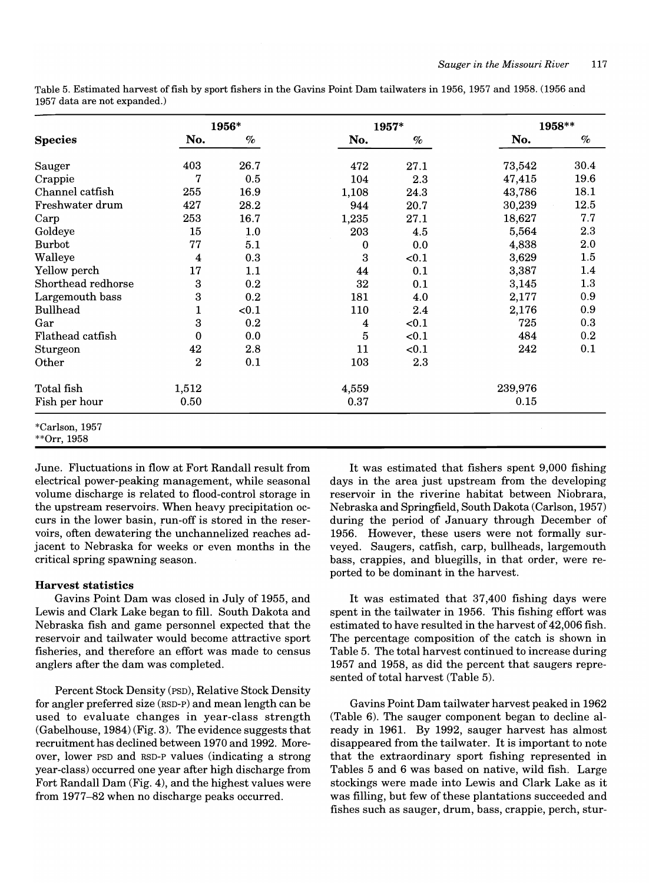Table 5. Estimated harvest of fish by sport fishers in the Gavins Point Dam tailwaters in 1956, 1957 and 1958. (1956 and 1957 data are not expanded.)

| Species | 1956* No. | 1956* % | 1957* No. | 1957* % | 1958** No. | 1958** % |
|---|---|---|---|---|---|---|
| Sauger | 403 | 26.7 | 472 | 27.1 | 73,542 | 30.4 |
| Crappie | 7 | 0.5 | 104 | 2.3 | 47,415 | 19.6 |
| Channel catfish | 255 | 16.9 | 1,108 | 24.3 | 43,786 | 18.1 |
| Freshwater drum | 427 | 28.2 | 944 | 20.7 | 30,239 | 12.5 |
| Carp | 253 | 16.7 | 1,235 | 27.1 | 18,627 | 7.7 |
| Goldeye | 15 | 1.0 | 203 | 4.5 | 5,564 | 2.3 |
| Burbot | 77 | 5.1 | 0 | 0.0 | 4,838 | 2.0 |
| Walleye | 4 | 0.3 | 3 | <0.1 | 3,629 | 1.5 |
| Yellow perch | 17 | 1.1 | 44 | 0.1 | 3,387 | 1.4 |
| Shorthead redhorse | 3 | 0.2 | 32 | 0.1 | 3,145 | 1.3 |
| Largemouth bass | 3 | 0.2 | 181 | 4.0 | 2,177 | 0.9 |
| Bullhead | 1 | <0.1 | 110 | 2.4 | 2,176 | 0.9 |
| Gar | 3 | 0.2 | 4 | <0.1 | 725 | 0.3 |
| Flathead catfish | 0 | 0.0 | 5 | <0.1 | 484 | 0.2 |
| Sturgeon | 42 | 2.8 | 11 | <0.1 | 242 | 0.1 |
| Other | 2 | 0.1 | 103 | 2.3 | | |
| Total fish | 1,512 | | 4,559 | | 239,976 | |
| Fish per hour | 0.50 | | 0.37 | | 0.15 | |

*Carlson, 1957
**Orr, 1958

June. Fluctuations in flow at Fort Randall result from electrical power-peaking management, while seasonal volume discharge is related to flood-control storage in the upstream reservoirs. When heavy precipitation occurs in the lower basin, run-off is stored in the reservoirs, often dewatering the unchannelized reaches adjacent to Nebraska for weeks or even months in the critical spring spawning season.

### Harvest statistics

Gavins Point Dam was closed in July of 1955, and Lewis and Clark Lake began to fill. South Dakota and Nebraska fish and game personnel expected that the reservoir and tailwater would become attractive sport fisheries, and therefore an effort was made to census anglers after the dam was completed.

Percent Stock Density (PSD), Relative Stock Density for angler preferred size (RSD-P) and mean length can be used to evaluate changes in year-class strength (Gabelhouse, 1984) (Fig. 3). The evidence suggests that recruitment has declined between 1970 and 1992. Moreover, lower PSD and RSD-P values (indicating a strong year-class) occurred one year after high discharge from Fort Randall Dam (Fig. 4), and the highest values were from 1977–82 when no discharge peaks occurred.

It was estimated that fishers spent 9,000 fishing days in the area just upstream from the developing reservoir in the riverine habitat between Niobrara, Nebraska and Springfield, South Dakota (Carlson, 1957) during the period of January through December of 1956. However, these users were not formally surveyed. Saugers, catfish, carp, bullheads, largemouth bass, crappies, and bluegills, in that order, were reported to be dominant in the harvest.

It was estimated that 37,400 fishing days were spent in the tailwater in 1956. This fishing effort was estimated to have resulted in the harvest of 42,006 fish. The percentage composition of the catch is shown in Table 5. The total harvest continued to increase during 1957 and 1958, as did the percent that saugers represented of total harvest (Table 5).

Gavins Point Dam tailwater harvest peaked in 1962 (Table 6). The sauger component began to decline already in 1961. By 1992, sauger harvest has almost disappeared from the tailwater. It is important to note that the extraordinary sport fishing represented in Tables 5 and 6 was based on native, wild fish. Large stockings were made into Lewis and Clark Lake as it was filling, but few of these plantations succeeded and fishes such as sauger, drum, bass, crappie, perch, stur-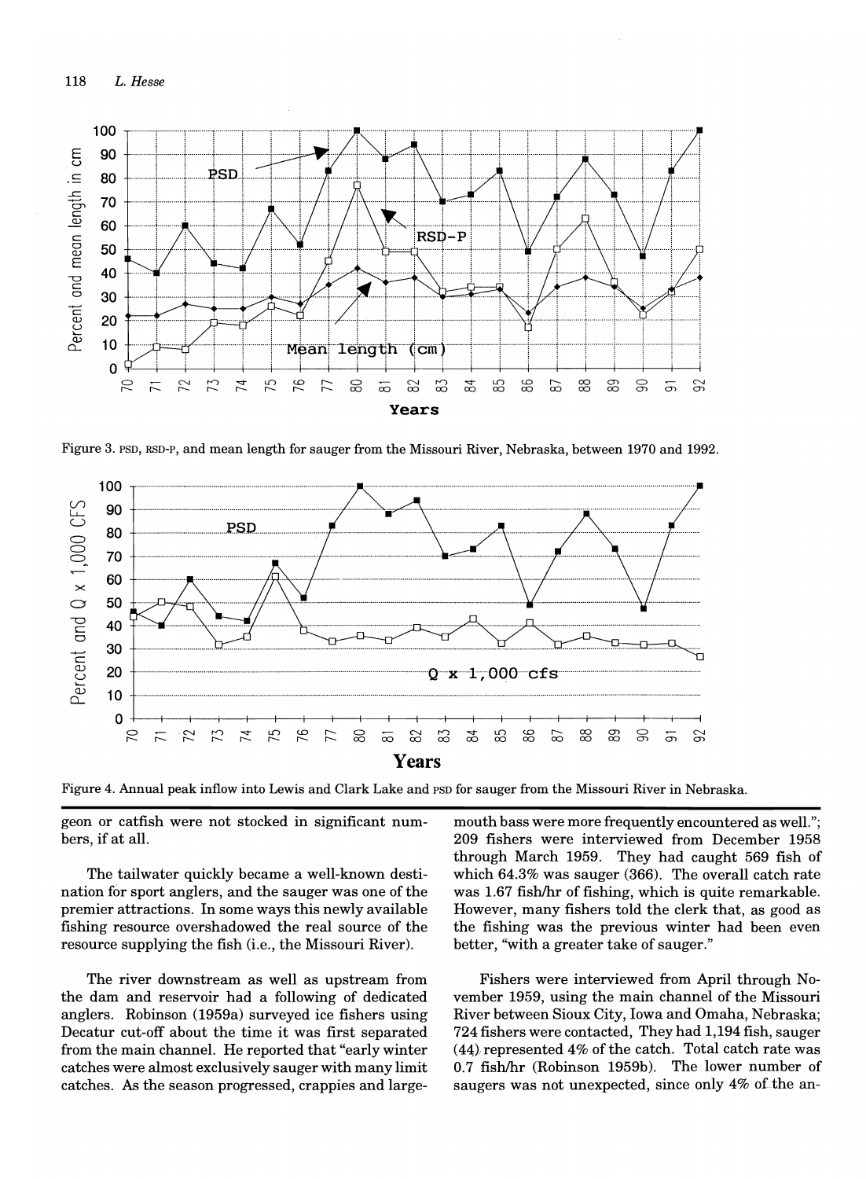Figure 3. PSD, RSD-P, and mean length for sauger from the Missouri River, Nebraska, between 1970 and 1992.

Figure 4. Annual peak inflow into Lewis and Clark Lake and PSD for sauger from the Missouri River in Nebraska.

geon or catfish were not stocked in significant numbers, if at all.

The tailwater quickly became a well-known destination for sport anglers, and the sauger was one of the premier attractions. In some ways this newly available fishing resource overshadowed the real source of the resource supplying the fish (i.e., the Missouri River).

The river downstream as well as upstream from the dam and reservoir had a following of dedicated anglers. Robinson (1959a) surveyed ice fishers using Decatur cut-off about the time it was first separated from the main channel. He reported that "early winter catches were almost exclusively sauger with many limit catches. As the season progressed, crappies and largemouth bass were more frequently encountered as well."; 209 fishers were interviewed from December 1958 through March 1959. They had caught 569 fish of which 64.3% was sauger (366). The overall catch rate was 1.67 fish/hr of fishing, which is quite remarkable. However, many fishers told the clerk that, as good as the fishing was the previous winter had been even better, "with a greater take of sauger."

Fishers were interviewed from April through November 1959, using the main channel of the Missouri River between Sioux City, Iowa and Omaha, Nebraska; 724 fishers were contacted, They had 1,194 fish, sauger (44) represented 4% of the catch. Total catch rate was 0.7 fish/hr (Robinson 1959b). The lower number of saugers was not unexpected, since only 4% of the an-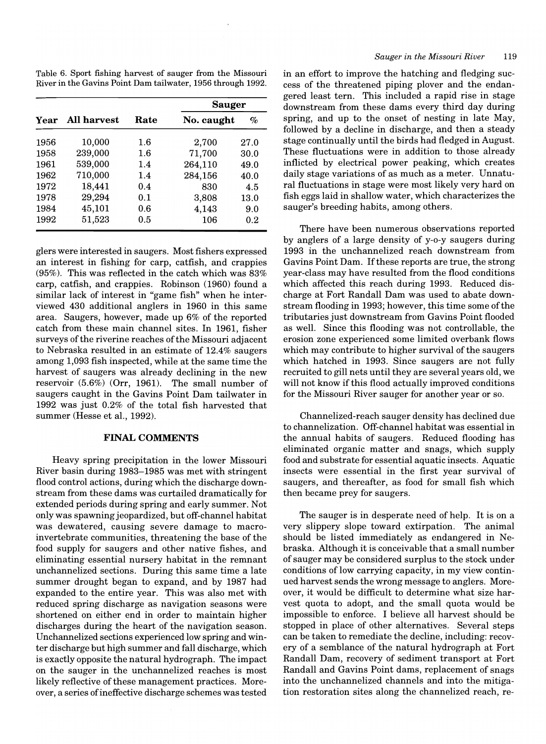Table 6. Sport fishing harvest of sauger from the Missouri River in the Gavins Point Dam tailwater, 1956 through 1992.

| Year | All harvest | Rate | Sauger | |
|---|---|---|---|---|
| | | | No. caught | % |
| 1956 | 10,000 | 1.6 | 2,700 | 27.0 |
| 1958 | 239,000 | 1.6 | 71,700 | 30.0 |
| 1961 | 539,000 | 1.4 | 264,110 | 49.0 |
| 1962 | 710,000 | 1.4 | 284,156 | 40.0 |
| 1972 | 18,441 | 0.4 | 830 | 4.5 |
| 1978 | 29,294 | 0.1 | 3,808 | 13.0 |
| 1984 | 45,101 | 0.6 | 4,143 | 9.0 |
| 1992 | 51,523 | 0.5 | 106 | 0.2 |

glers were interested in saugers. Most fishers expressed an interest in fishing for carp, catfish, and crappies (95%). This was reflected in the catch which was 83% carp, catfish, and crappies. Robinson (1960) found a similar lack of interest in "game fish" when he interviewed 430 additional anglers in 1960 in this same area. Saugers, however, made up 6% of the reported catch from these main channel sites. In 1961, fisher surveys of the riverine reaches of the Missouri adjacent to Nebraska resulted in an estimate of 12.4% saugers among 1,093 fish inspected, while at the same time the harvest of saugers was already declining in the new reservoir (5.6%) (Orr, 1961). The small number of saugers caught in the Gavins Point Dam tailwater in 1992 was just 0.2% of the total fish harvested that summer (Hesse et al., 1992).

## FINAL COMMENTS

Heavy spring precipitation in the lower Missouri River basin during 1983–1985 was met with stringent flood control actions, during which the discharge downstream from these dams was curtailed dramatically for extended periods during spring and early summer. Not only was spawning jeopardized, but off-channel habitat was dewatered, causing severe damage to macroinvertebrate communities, threatening the base of the food supply for saugers and other native fishes, and eliminating essential nursery habitat in the remnant unchannelized sections. During this same time a late summer drought began to expand, and by 1987 had expanded to the entire year. This was also met with reduced spring discharge as navigation seasons were shortened on either end in order to maintain higher discharges during the heart of the navigation season. Unchannelized sections experienced low spring and winter discharge but high summer and fall discharge, which is exactly opposite the natural hydrograph. The impact on the sauger in the unchannelized reaches is most likely reflective of these management practices. Moreover, a series of ineffective discharge schemes was tested in an effort to improve the hatching and fledging success of the threatened piping plover and the endangered least tern. This included a rapid rise in stage downstream from these dams every third day during spring, and up to the onset of nesting in late May, followed by a decline in discharge, and then a steady stage continually until the birds had fledged in August. These fluctuations were in addition to those already inflicted by electrical power peaking, which creates daily stage variations of as much as a meter. Unnatural fluctuations in stage were most likely very hard on fish eggs laid in shallow water, which characterizes the sauger's breeding habits, among others.

There have been numerous observations reported by anglers of a large density of y-o-y saugers during 1993 in the unchannelized reach downstream from Gavins Point Dam. If these reports are true, the strong year-class may have resulted from the flood conditions which affected this reach during 1993. Reduced discharge at Fort Randall Dam was used to abate downstream flooding in 1993; however, this time some of the tributaries just downstream from Gavins Point flooded as well. Since this flooding was not controllable, the erosion zone experienced some limited overbank flows which may contribute to higher survival of the saugers which hatched in 1993. Since saugers are not fully recruited to gill nets until they are several years old, we will not know if this flood actually improved conditions for the Missouri River sauger for another year or so.

Channelized-reach sauger density has declined due to channelization. Off-channel habitat was essential in the annual habits of saugers. Reduced flooding has eliminated organic matter and snags, which supply food and substrate for essential aquatic insects. Aquatic insects were essential in the first year survival of saugers, and thereafter, as food for small fish which then became prey for saugers.

The sauger is in desperate need of help. It is on a very slippery slope toward extirpation. The animal should be listed immediately as endangered in Nebraska. Although it is conceivable that a small number of sauger may be considered surplus to the stock under conditions of low carrying capacity, in my view continued harvest sends the wrong message to anglers. Moreover, it would be difficult to determine what size harvest quota to adopt, and the small quota would be impossible to enforce. I believe all harvest should be stopped in place of other alternatives. Several steps can be taken to remediate the decline, including: recovery of a semblance of the natural hydrograph at Fort Randall Dam, recovery of sediment transport at Fort Randall and Gavins Point dams, replacement of snags into the unchannelized channels and into the mitigation restoration sites along the channelized reach, re-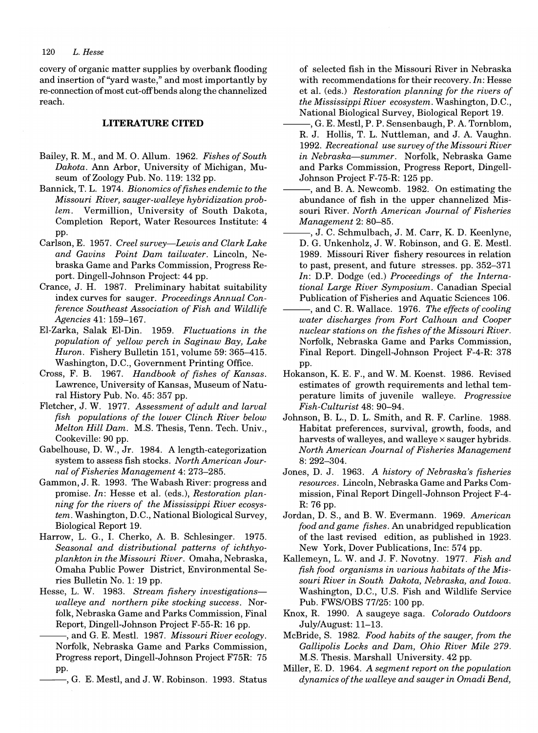covery of organic matter supplies by overbank flooding and insertion of "yard waste," and most importantly by re-connection of most cut-off bends along the channelized reach.

## LITERATURE CITED

Bailey, R. M., and M. O. Allum. 1962. *Fishes of South Dakota*. Ann Arbor, University of Michigan, Museum of Zoology Pub. No. 119: 132 pp.

Bannick, T. L. 1974. *Bionomics of fishes endemic to the Missouri River, sauger-walleye hybridization problem*. Vermillion, University of South Dakota, Completion Report, Water Resources Institute: 4 pp.

Carlson, E. 1957. *Creel survey—Lewis and Clark Lake and Gavins Point Dam tailwater*. Lincoln, Nebraska Game and Parks Commission, Progress Report. Dingell-Johnson Project: 44 pp.

Crance, J. H. 1987. Preliminary habitat suitability index curves for sauger. *Proceedings Annual Conference Southeast Association of Fish and Wildlife Agencies* 41: 159–167.

El-Zarka, Salak El-Din. 1959. *Fluctuations in the population of yellow perch in Saginaw Bay, Lake Huron*. Fishery Bulletin 151, volume 59: 365–415. Washington, D.C., Government Printing Office.

Cross, F. B. 1967. *Handbook of fishes of Kansas*. Lawrence, University of Kansas, Museum of Natural History Pub. No. 45: 357 pp.

Fletcher, J. W. 1977. *Assessment of adult and larval fish populations of the lower Clinch River below Melton Hill Dam*. M.S. Thesis, Tenn. Tech. Univ., Cookeville: 90 pp.

Gabelhouse, D. W., Jr. 1984. A length-categorization system to assess fish stocks. *North American Journal of Fisheries Management* 4: 273–285.

Gammon, J. R. 1993. The Wabash River: progress and promise. *In*: Hesse et al. (eds.), *Restoration planning for the rivers of the Mississippi River ecosystem*. Washington, D.C., National Biological Survey, Biological Report 19.

Harrow, L. G., I. Cherko, A. B. Schlesinger. 1975. *Seasonal and distributional patterns of ichthyoplankton in the Missouri River*. Omaha, Nebraska, Omaha Public Power District, Environmental Series Bulletin No. 1: 19 pp.

Hesse, L. W. 1983. *Stream fishery investigations—walleye and northern pike stocking success*. Norfolk, Nebraska Game and Parks Commission, Final Report, Dingell-Johnson Project F-55-R: 16 pp.

———, and G. E. Mestl. 1987. *Missouri River ecology*. Norfolk, Nebraska Game and Parks Commission, Progress report, Dingell-Johnson Project F75R: 75 pp.

———, G. E. Mestl, and J. W. Robinson. 1993. Status of selected fish in the Missouri River in Nebraska with recommendations for their recovery. *In*: Hesse et al. (eds.) *Restoration planning for the rivers of the Mississippi River ecosystem*. Washington, D.C., National Biological Survey, Biological Report 19.

———, G. E. Mestl, P. P. Sensenbaugh, P. A. Tornblom, R. J. Hollis, T. L. Nuttleman, and J. A. Vaughn. 1992. *Recreational use survey of the Missouri River in Nebraska—summer*. Norfolk, Nebraska Game and Parks Commission, Progress Report, Dingell-Johnson Project F-75-R: 125 pp.

———, and B. A. Newcomb. 1982. On estimating the abundance of fish in the upper channelized Missouri River. *North American Journal of Fisheries Management* 2: 80–85.

———, J. C. Schmulbach, J. M. Carr, K. D. Keenlyne, D. G. Unkenholz, J. W. Robinson, and G. E. Mestl. 1989. Missouri River fishery resources in relation to past, present, and future stresses. pp. 352–371 *In*: D.P. Dodge (ed.) *Proceedings of the International Large River Symposium*. Canadian Special Publication of Fisheries and Aquatic Sciences 106.

———, and C. R. Wallace. 1976. *The effects of cooling water discharges from Fort Calhoun and Cooper nuclear stations on the fishes of the Missouri River*. Norfolk, Nebraska Game and Parks Commission, Final Report. Dingell-Johnson Project F-4-R: 378 pp.

Hokanson, K. E. F., and W. M. Koenst. 1986. Revised estimates of growth requirements and lethal temperature limits of juvenile walleye. *Progressive Fish-Culturist* 48: 90–94.

Johnson, B. L., D. L. Smith, and R. F. Carline. 1988. Habitat preferences, survival, growth, foods, and harvests of walleyes, and walleye × sauger hybrids. *North American Journal of Fisheries Management* 8: 292–304.

Jones, D. J. 1963. *A history of Nebraska's fisheries resources*. Lincoln, Nebraska Game and Parks Commission, Final Report Dingell-Johnson Project F-4-R: 76 pp.

Jordan, D. S., and B. W. Evermann. 1969. *American food and game fishes*. An unabridged republication of the last revised edition, as published in 1923. New York, Dover Publications, Inc: 574 pp.

Kallemeyn, L. W. and J. F. Novotny. 1977. *Fish and fish food organisms in various habitats of the Missouri River in South Dakota, Nebraska, and Iowa*. Washington, D.C., U.S. Fish and Wildlife Service Pub. FWS/OBS 77/25: 100 pp.

Knox, R. 1990. A saugeye saga. *Colorado Outdoors* July/August: 11–13.

McBride, S. 1982. *Food habits of the sauger, from the Gallipolis Locks and Dam, Ohio River Mile 279*. M.S. Thesis. Marshall University. 42 pp.

Miller, E. D. 1964. *A segment report on the population dynamics of the walleye and sauger in Omadi Bend,*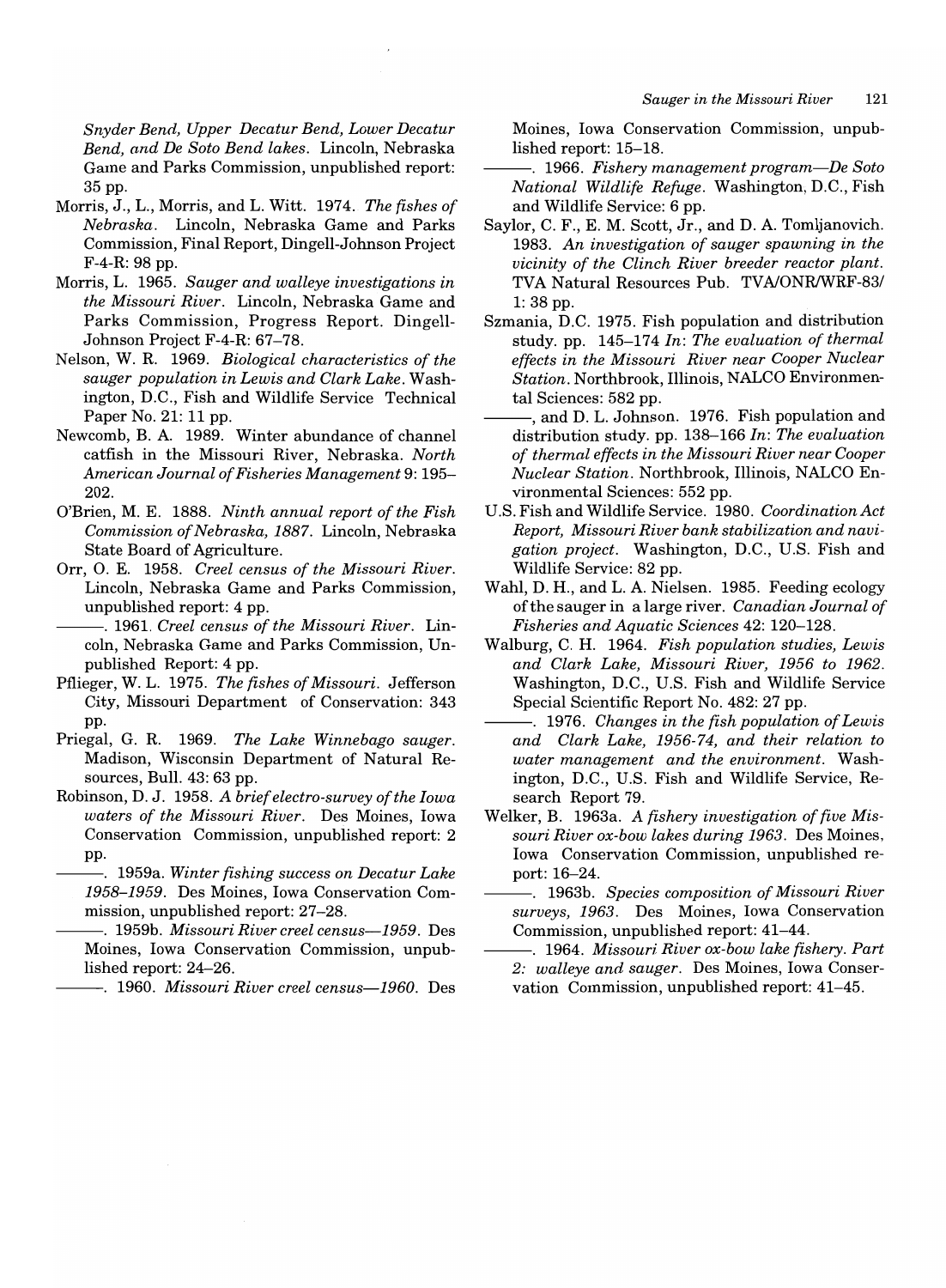*Snyder Bend, Upper Decatur Bend, Lower Decatur Bend, and De Soto Bend lakes*. Lincoln, Nebraska Game and Parks Commission, unpublished report: 35 pp.

Morris, J., L., Morris, and L. Witt. 1974. *The fishes of Nebraska*. Lincoln, Nebraska Game and Parks Commission, Final Report, Dingell-Johnson Project F-4-R: 98 pp.

Morris, L. 1965. *Sauger and walleye investigations in the Missouri River*. Lincoln, Nebraska Game and Parks Commission, Progress Report. Dingell-Johnson Project F-4-R: 67–78.

Nelson, W. R. 1969. *Biological characteristics of the sauger population in Lewis and Clark Lake*. Washington, D.C., Fish and Wildlife Service Technical Paper No. 21: 11 pp.

Newcomb, B. A. 1989. Winter abundance of channel catfish in the Missouri River, Nebraska. *North American Journal of Fisheries Management* 9: 195–202.

O'Brien, M. E. 1888. *Ninth annual report of the Fish Commission of Nebraska, 1887*. Lincoln, Nebraska State Board of Agriculture.

Orr, O. E. 1958. *Creel census of the Missouri River*. Lincoln, Nebraska Game and Parks Commission, unpublished report: 4 pp.

———. 1961. *Creel census of the Missouri River*. Lincoln, Nebraska Game and Parks Commission, Unpublished Report: 4 pp.

Pflieger, W. L. 1975. *The fishes of Missouri*. Jefferson City, Missouri Department of Conservation: 343 pp.

Priegal, G. R. 1969. *The Lake Winnebago sauger*. Madison, Wisconsin Department of Natural Resources, Bull. 43: 63 pp.

Robinson, D. J. 1958. *A brief electro-survey of the Iowa waters of the Missouri River*. Des Moines, Iowa Conservation Commission, unpublished report: 2 pp.

———. 1959a. *Winter fishing success on Decatur Lake 1958–1959*. Des Moines, Iowa Conservation Commission, unpublished report: 27–28.

———. 1959b. *Missouri River creel census—1959*. Des Moines, Iowa Conservation Commission, unpublished report: 24–26.

———. 1960. *Missouri River creel census—1960*. Des Moines, Iowa Conservation Commission, unpublished report: 15–18.

———. 1966. *Fishery management program—De Soto National Wildlife Refuge*. Washington, D.C., Fish and Wildlife Service: 6 pp.

Saylor, C. F., E. M. Scott, Jr., and D. A. Tomljanovich. 1983. *An investigation of sauger spawning in the vicinity of the Clinch River breeder reactor plant*. TVA Natural Resources Pub. TVA/ONR/WRF-83/1: 38 pp.

Szmania, D.C. 1975. Fish population and distribution study. pp. 145–174 *In*: *The evaluation of thermal effects in the Missouri River near Cooper Nuclear Station*. Northbrook, Illinois, NALCO Environmental Sciences: 582 pp.

———, and D. L. Johnson. 1976. Fish population and distribution study. pp. 138–166 *In*: *The evaluation of thermal effects in the Missouri River near Cooper Nuclear Station*. Northbrook, Illinois, NALCO Environmental Sciences: 552 pp.

U.S. Fish and Wildlife Service. 1980. *Coordination Act Report, Missouri River bank stabilization and navigation project*. Washington, D.C., U.S. Fish and Wildlife Service: 82 pp.

Wahl, D. H., and L. A. Nielsen. 1985. Feeding ecology of the sauger in a large river. *Canadian Journal of Fisheries and Aquatic Sciences* 42: 120–128.

Walburg, C. H. 1964. *Fish population studies, Lewis and Clark Lake, Missouri River, 1956 to 1962*. Washington, D.C., U.S. Fish and Wildlife Service Special Scientific Report No. 482: 27 pp.

———. 1976. *Changes in the fish population of Lewis and Clark Lake, 1956-74, and their relation to water management and the environment*. Washington, D.C., U.S. Fish and Wildlife Service, Research Report 79.

Welker, B. 1963a. *A fishery investigation of five Missouri River ox-bow lakes during 1963*. Des Moines, Iowa Conservation Commission, unpublished report: 16–24.

———. 1963b. *Species composition of Missouri River surveys, 1963*. Des Moines, Iowa Conservation Commission, unpublished report: 41–44.

———. 1964. *Missouri River ox-bow lake fishery. Part 2: walleye and sauger*. Des Moines, Iowa Conservation Commission, unpublished report: 41–45.